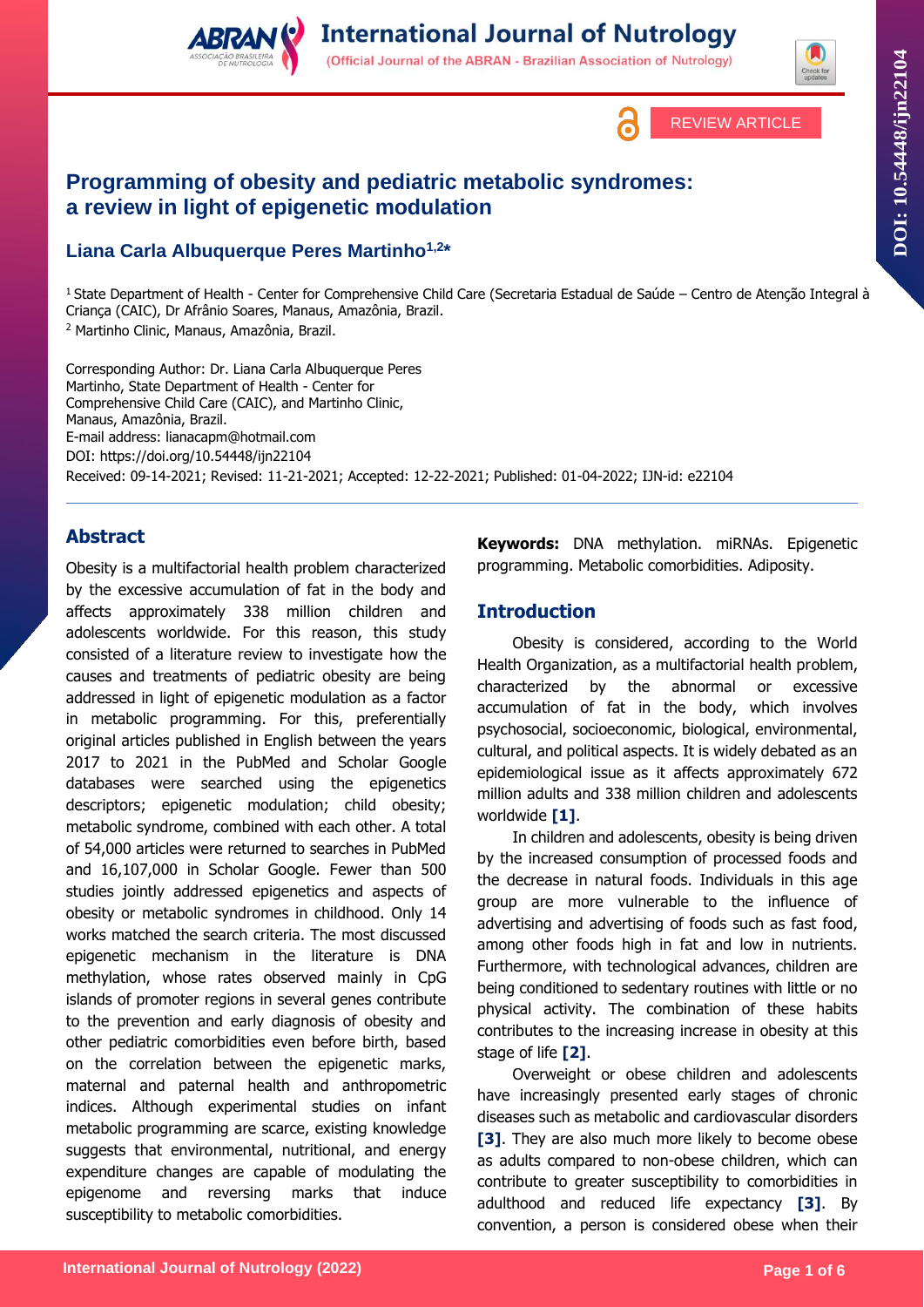REVIEW ARTICLE

# Programming of obesity and pediatric metabolic syndromes: a review in light of epigenetic modulation

**Liana Carla Albuquerque Peres Martinho[1,2*]**

[1] State Department of Health - Center for Comprehensive Child Care (Secretaria Estadual de Saúde – Centro de Atenção Integral à Criança (CAIC), Dr Afrânio Soares, Manaus, Amazônia, Brazil.
[2] Martinho Clinic, Manaus, Amazônia, Brazil.

Corresponding Author: Dr. Liana Carla Albuquerque Peres Martinho, State Department of Health - Center for Comprehensive Child Care (CAIC), and Martinho Clinic, Manaus, Amazônia, Brazil.
E-mail address: lianacapm@hotmail.com
DOI: https://doi.org/10.54448/ijn22104
Received: 09-14-2021; Revised: 11-21-2021; Accepted: 12-22-2021; Published: 01-04-2022; IJN-id: e22104

## Abstract

Obesity is a multifactorial health problem characterized by the excessive accumulation of fat in the body and affects approximately 338 million children and adolescents worldwide. For this reason, this study consisted of a literature review to investigate how the causes and treatments of pediatric obesity are being addressed in light of epigenetic modulation as a factor in metabolic programming. For this, preferentially original articles published in English between the years 2017 to 2021 in the PubMed and Scholar Google databases were searched using the epigenetics descriptors; epigenetic modulation; child obesity; metabolic syndrome, combined with each other. A total of 54,000 articles were returned to searches in PubMed and 16,107,000 in Scholar Google. Fewer than 500 studies jointly addressed epigenetics and aspects of obesity or metabolic syndromes in childhood. Only 14 works matched the search criteria. The most discussed epigenetic mechanism in the literature is DNA methylation, whose rates observed mainly in CpG islands of promoter regions in several genes contribute to the prevention and early diagnosis of obesity and other pediatric comorbidities even before birth, based on the correlation between the epigenetic marks, maternal and paternal health and anthropometric indices. Although experimental studies on infant metabolic programming are scarce, existing knowledge suggests that environmental, nutritional, and energy expenditure changes are capable of modulating the epigenome and reversing marks that induce susceptibility to metabolic comorbidities.

**Keywords:** DNA methylation. miRNAs. Epigenetic programming. Metabolic comorbidities. Adiposity.

## Introduction

Obesity is considered, according to the World Health Organization, as a multifactorial health problem, characterized by the abnormal or excessive accumulation of fat in the body, which involves psychosocial, socioeconomic, biological, environmental, cultural, and political aspects. It is widely debated as an epidemiological issue as it affects approximately 672 million adults and 338 million children and adolescents worldwide **[1]**.

In children and adolescents, obesity is being driven by the increased consumption of processed foods and the decrease in natural foods. Individuals in this age group are more vulnerable to the influence of advertising and advertising of foods such as fast food, among other foods high in fat and low in nutrients. Furthermore, with technological advances, children are being conditioned to sedentary routines with little or no physical activity. The combination of these habits contributes to the increasing increase in obesity at this stage of life **[2]**.

Overweight or obese children and adolescents have increasingly presented early stages of chronic diseases such as metabolic and cardiovascular disorders **[3]**. They are also much more likely to become obese as adults compared to non-obese children, which can contribute to greater susceptibility to comorbidities in adulthood and reduced life expectancy **[3]**. By convention, a person is considered obese when their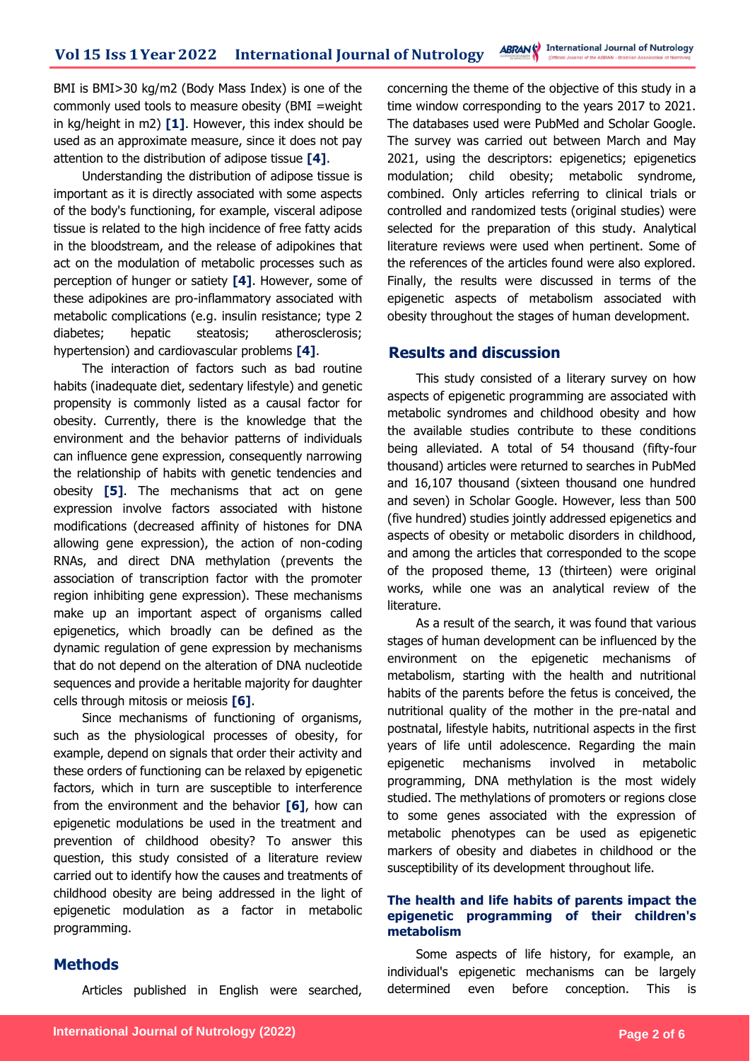BMI is BMI>30 kg/m2 (Body Mass Index) is one of the commonly used tools to measure obesity (BMI =weight in kg/height in m2) **[1]**. However, this index should be used as an approximate measure, since it does not pay attention to the distribution of adipose tissue **[4]**.

Understanding the distribution of adipose tissue is important as it is directly associated with some aspects of the body's functioning, for example, visceral adipose tissue is related to the high incidence of free fatty acids in the bloodstream, and the release of adipokines that act on the modulation of metabolic processes such as perception of hunger or satiety **[4]**. However, some of these adipokines are pro-inflammatory associated with metabolic complications (e.g. insulin resistance; type 2 diabetes; hepatic steatosis; atherosclerosis; hypertension) and cardiovascular problems **[4]**.

The interaction of factors such as bad routine habits (inadequate diet, sedentary lifestyle) and genetic propensity is commonly listed as a causal factor for obesity. Currently, there is the knowledge that the environment and the behavior patterns of individuals can influence gene expression, consequently narrowing the relationship of habits with genetic tendencies and obesity **[5]**. The mechanisms that act on gene expression involve factors associated with histone modifications (decreased affinity of histones for DNA allowing gene expression), the action of non-coding RNAs, and direct DNA methylation (prevents the association of transcription factor with the promoter region inhibiting gene expression). These mechanisms make up an important aspect of organisms called epigenetics, which broadly can be defined as the dynamic regulation of gene expression by mechanisms that do not depend on the alteration of DNA nucleotide sequences and provide a heritable majority for daughter cells through mitosis or meiosis **[6]**.

Since mechanisms of functioning of organisms, such as the physiological processes of obesity, for example, depend on signals that order their activity and these orders of functioning can be relaxed by epigenetic factors, which in turn are susceptible to interference from the environment and the behavior **[6]**, how can epigenetic modulations be used in the treatment and prevention of childhood obesity? To answer this question, this study consisted of a literature review carried out to identify how the causes and treatments of childhood obesity are being addressed in the light of epigenetic modulation as a factor in metabolic programming.

## Methods

Articles published in English were searched, concerning the theme of the objective of this study in a time window corresponding to the years 2017 to 2021. The databases used were PubMed and Scholar Google. The survey was carried out between March and May 2021, using the descriptors: epigenetics; epigenetics modulation; child obesity; metabolic syndrome, combined. Only articles referring to clinical trials or controlled and randomized tests (original studies) were selected for the preparation of this study. Analytical literature reviews were used when pertinent. Some of the references of the articles found were also explored. Finally, the results were discussed in terms of the epigenetic aspects of metabolism associated with obesity throughout the stages of human development.

## Results and discussion

This study consisted of a literary survey on how aspects of epigenetic programming are associated with metabolic syndromes and childhood obesity and how the available studies contribute to these conditions being alleviated. A total of 54 thousand (fifty-four thousand) articles were returned to searches in PubMed and 16,107 thousand (sixteen thousand one hundred and seven) in Scholar Google. However, less than 500 (five hundred) studies jointly addressed epigenetics and aspects of obesity or metabolic disorders in childhood, and among the articles that corresponded to the scope of the proposed theme, 13 (thirteen) were original works, while one was an analytical review of the literature.

As a result of the search, it was found that various stages of human development can be influenced by the environment on the epigenetic mechanisms of metabolism, starting with the health and nutritional habits of the parents before the fetus is conceived, the nutritional quality of the mother in the pre-natal and postnatal, lifestyle habits, nutritional aspects in the first years of life until adolescence. Regarding the main epigenetic mechanisms involved in metabolic programming, DNA methylation is the most widely studied. The methylations of promoters or regions close to some genes associated with the expression of metabolic phenotypes can be used as epigenetic markers of obesity and diabetes in childhood or the susceptibility of its development throughout life.

### The health and life habits of parents impact the epigenetic programming of their children's metabolism

Some aspects of life history, for example, an individual's epigenetic mechanisms can be largely determined even before conception. This is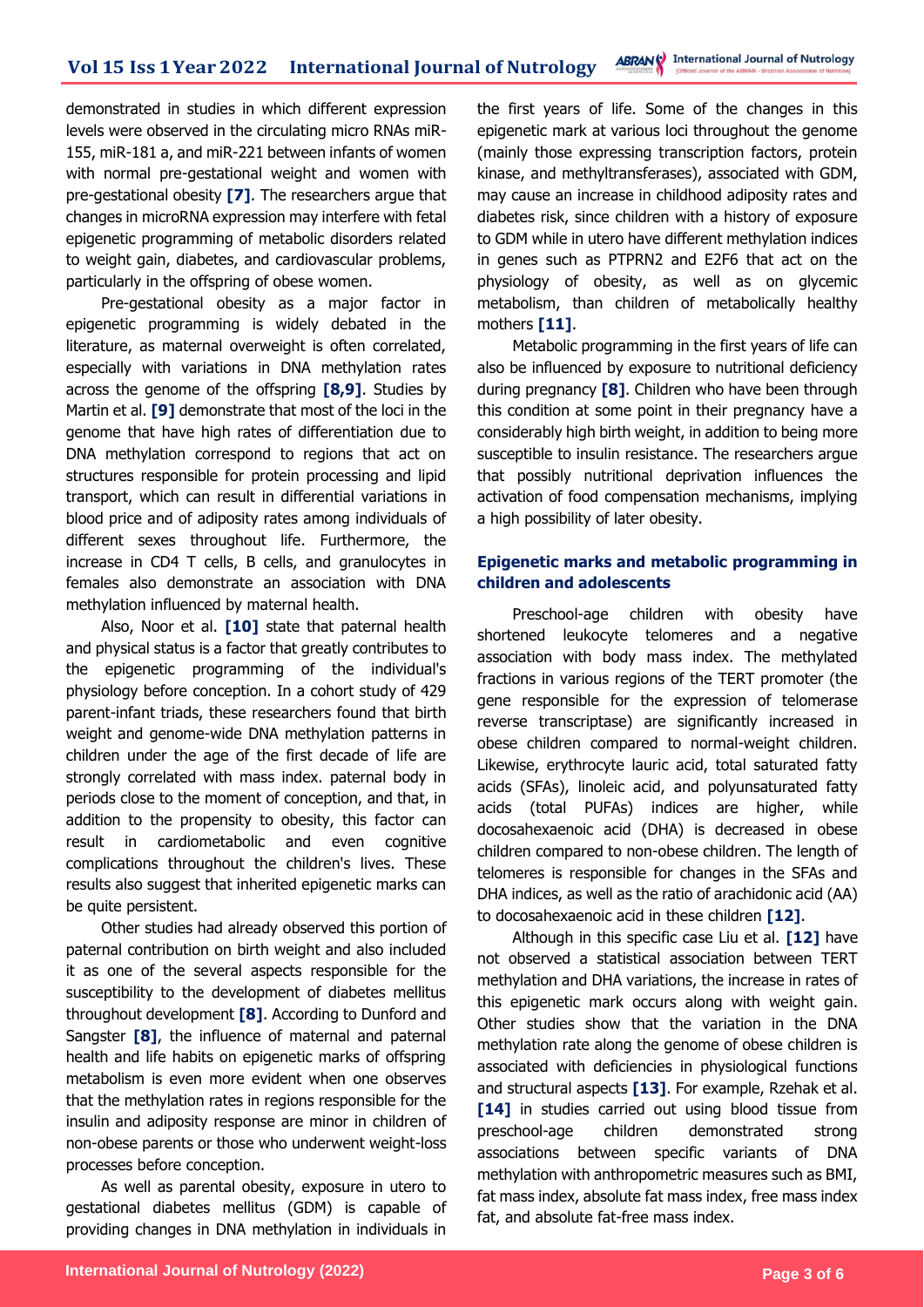demonstrated in studies in which different expression levels were observed in the circulating micro RNAs miR-155, miR-181 a, and miR-221 between infants of women with normal pre-gestational weight and women with pre-gestational obesity **[7]**. The researchers argue that changes in microRNA expression may interfere with fetal epigenetic programming of metabolic disorders related to weight gain, diabetes, and cardiovascular problems, particularly in the offspring of obese women.

Pre-gestational obesity as a major factor in epigenetic programming is widely debated in the literature, as maternal overweight is often correlated, especially with variations in DNA methylation rates across the genome of the offspring **[8,9]**. Studies by Martin et al. **[9]** demonstrate that most of the loci in the genome that have high rates of differentiation due to DNA methylation correspond to regions that act on structures responsible for protein processing and lipid transport, which can result in differential variations in blood price and of adiposity rates among individuals of different sexes throughout life. Furthermore, the increase in CD4 T cells, B cells, and granulocytes in females also demonstrate an association with DNA methylation influenced by maternal health.

Also, Noor et al. **[10]** state that paternal health and physical status is a factor that greatly contributes to the epigenetic programming of the individual's physiology before conception. In a cohort study of 429 parent-infant triads, these researchers found that birth weight and genome-wide DNA methylation patterns in children under the age of the first decade of life are strongly correlated with mass index. paternal body in periods close to the moment of conception, and that, in addition to the propensity to obesity, this factor can result in cardiometabolic and even cognitive complications throughout the children's lives. These results also suggest that inherited epigenetic marks can be quite persistent.

Other studies had already observed this portion of paternal contribution on birth weight and also included it as one of the several aspects responsible for the susceptibility to the development of diabetes mellitus throughout development **[8]**. According to Dunford and Sangster **[8]**, the influence of maternal and paternal health and life habits on epigenetic marks of offspring metabolism is even more evident when one observes that the methylation rates in regions responsible for the insulin and adiposity response are minor in children of non-obese parents or those who underwent weight-loss processes before conception.

As well as parental obesity, exposure in utero to gestational diabetes mellitus (GDM) is capable of providing changes in DNA methylation in individuals in the first years of life. Some of the changes in this epigenetic mark at various loci throughout the genome (mainly those expressing transcription factors, protein kinase, and methyltransferases), associated with GDM, may cause an increase in childhood adiposity rates and diabetes risk, since children with a history of exposure to GDM while in utero have different methylation indices in genes such as PTPRN2 and E2F6 that act on the physiology of obesity, as well as on glycemic metabolism, than children of metabolically healthy mothers **[11]**.

Metabolic programming in the first years of life can also be influenced by exposure to nutritional deficiency during pregnancy **[8]**. Children who have been through this condition at some point in their pregnancy have a considerably high birth weight, in addition to being more susceptible to insulin resistance. The researchers argue that possibly nutritional deprivation influences the activation of food compensation mechanisms, implying a high possibility of later obesity.

### Epigenetic marks and metabolic programming in children and adolescents

Preschool-age children with obesity have shortened leukocyte telomeres and a negative association with body mass index. The methylated fractions in various regions of the TERT promoter (the gene responsible for the expression of telomerase reverse transcriptase) are significantly increased in obese children compared to normal-weight children. Likewise, erythrocyte lauric acid, total saturated fatty acids (SFAs), linoleic acid, and polyunsaturated fatty acids (total PUFAs) indices are higher, while docosahexaenoic acid (DHA) is decreased in obese children compared to non-obese children. The length of telomeres is responsible for changes in the SFAs and DHA indices, as well as the ratio of arachidonic acid (AA) to docosahexaenoic acid in these children **[12]**.

Although in this specific case Liu et al. **[12]** have not observed a statistical association between TERT methylation and DHA variations, the increase in rates of this epigenetic mark occurs along with weight gain. Other studies show that the variation in the DNA methylation rate along the genome of obese children is associated with deficiencies in physiological functions and structural aspects **[13]**. For example, Rzehak et al. **[14]** in studies carried out using blood tissue from preschool-age children demonstrated strong associations between specific variants of DNA methylation with anthropometric measures such as BMI, fat mass index, absolute fat mass index, free mass index fat, and absolute fat-free mass index.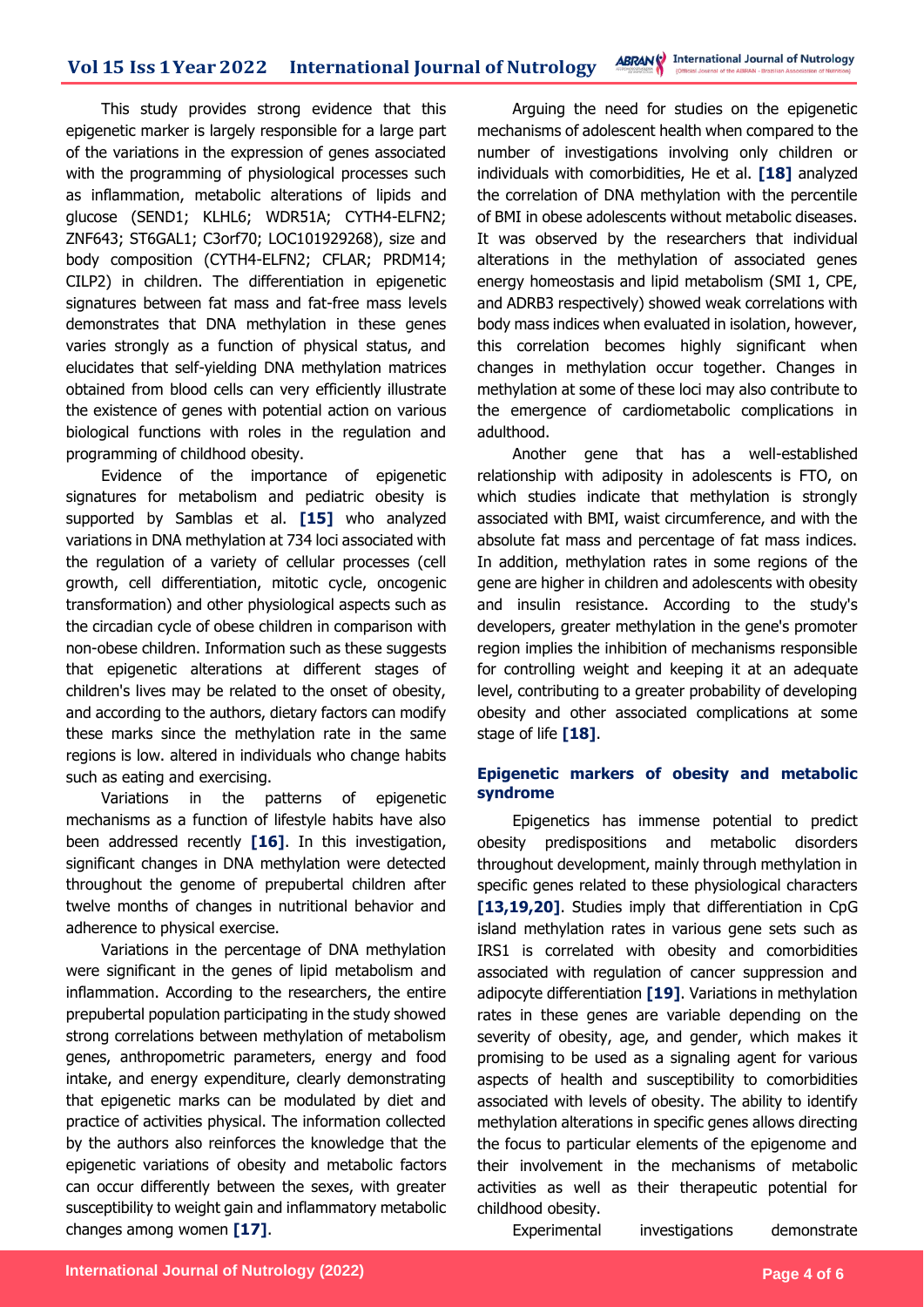This study provides strong evidence that this epigenetic marker is largely responsible for a large part of the variations in the expression of genes associated with the programming of physiological processes such as inflammation, metabolic alterations of lipids and glucose (SEND1; KLHL6; WDR51A; CYTH4-ELFN2; ZNF643; ST6GAL1; C3orf70; LOC101929268), size and body composition (CYTH4-ELFN2; CFLAR; PRDM14; CILP2) in children. The differentiation in epigenetic signatures between fat mass and fat-free mass levels demonstrates that DNA methylation in these genes varies strongly as a function of physical status, and elucidates that self-yielding DNA methylation matrices obtained from blood cells can very efficiently illustrate the existence of genes with potential action on various biological functions with roles in the regulation and programming of childhood obesity.

Evidence of the importance of epigenetic signatures for metabolism and pediatric obesity is supported by Samblas et al. **[15]** who analyzed variations in DNA methylation at 734 loci associated with the regulation of a variety of cellular processes (cell growth, cell differentiation, mitotic cycle, oncogenic transformation) and other physiological aspects such as the circadian cycle of obese children in comparison with non-obese children. Information such as these suggests that epigenetic alterations at different stages of children's lives may be related to the onset of obesity, and according to the authors, dietary factors can modify these marks since the methylation rate in the same regions is low. altered in individuals who change habits such as eating and exercising.

Variations in the patterns of epigenetic mechanisms as a function of lifestyle habits have also been addressed recently **[16]**. In this investigation, significant changes in DNA methylation were detected throughout the genome of prepubertal children after twelve months of changes in nutritional behavior and adherence to physical exercise.

Variations in the percentage of DNA methylation were significant in the genes of lipid metabolism and inflammation. According to the researchers, the entire prepubertal population participating in the study showed strong correlations between methylation of metabolism genes, anthropometric parameters, energy and food intake, and energy expenditure, clearly demonstrating that epigenetic marks can be modulated by diet and practice of activities physical. The information collected by the authors also reinforces the knowledge that the epigenetic variations of obesity and metabolic factors can occur differently between the sexes, with greater susceptibility to weight gain and inflammatory metabolic changes among women **[17]**.

Arguing the need for studies on the epigenetic mechanisms of adolescent health when compared to the number of investigations involving only children or individuals with comorbidities, He et al. **[18]** analyzed the correlation of DNA methylation with the percentile of BMI in obese adolescents without metabolic diseases. It was observed by the researchers that individual alterations in the methylation of associated genes energy homeostasis and lipid metabolism (SMI 1, CPE, and ADRB3 respectively) showed weak correlations with body mass indices when evaluated in isolation, however, this correlation becomes highly significant when changes in methylation occur together. Changes in methylation at some of these loci may also contribute to the emergence of cardiometabolic complications in adulthood.

Another gene that has a well-established relationship with adiposity in adolescents is FTO, on which studies indicate that methylation is strongly associated with BMI, waist circumference, and with the absolute fat mass and percentage of fat mass indices. In addition, methylation rates in some regions of the gene are higher in children and adolescents with obesity and insulin resistance. According to the study's developers, greater methylation in the gene's promoter region implies the inhibition of mechanisms responsible for controlling weight and keeping it at an adequate level, contributing to a greater probability of developing obesity and other associated complications at some stage of life **[18]**.

### Epigenetic markers of obesity and metabolic syndrome

Epigenetics has immense potential to predict obesity predispositions and metabolic disorders throughout development, mainly through methylation in specific genes related to these physiological characters **[13,19,20]**. Studies imply that differentiation in CpG island methylation rates in various gene sets such as IRS1 is correlated with obesity and comorbidities associated with regulation of cancer suppression and adipocyte differentiation **[19]**. Variations in methylation rates in these genes are variable depending on the severity of obesity, age, and gender, which makes it promising to be used as a signaling agent for various aspects of health and susceptibility to comorbidities associated with levels of obesity. The ability to identify methylation alterations in specific genes allows directing the focus to particular elements of the epigenome and their involvement in the mechanisms of metabolic activities as well as their therapeutic potential for childhood obesity.

Experimental investigations demonstrate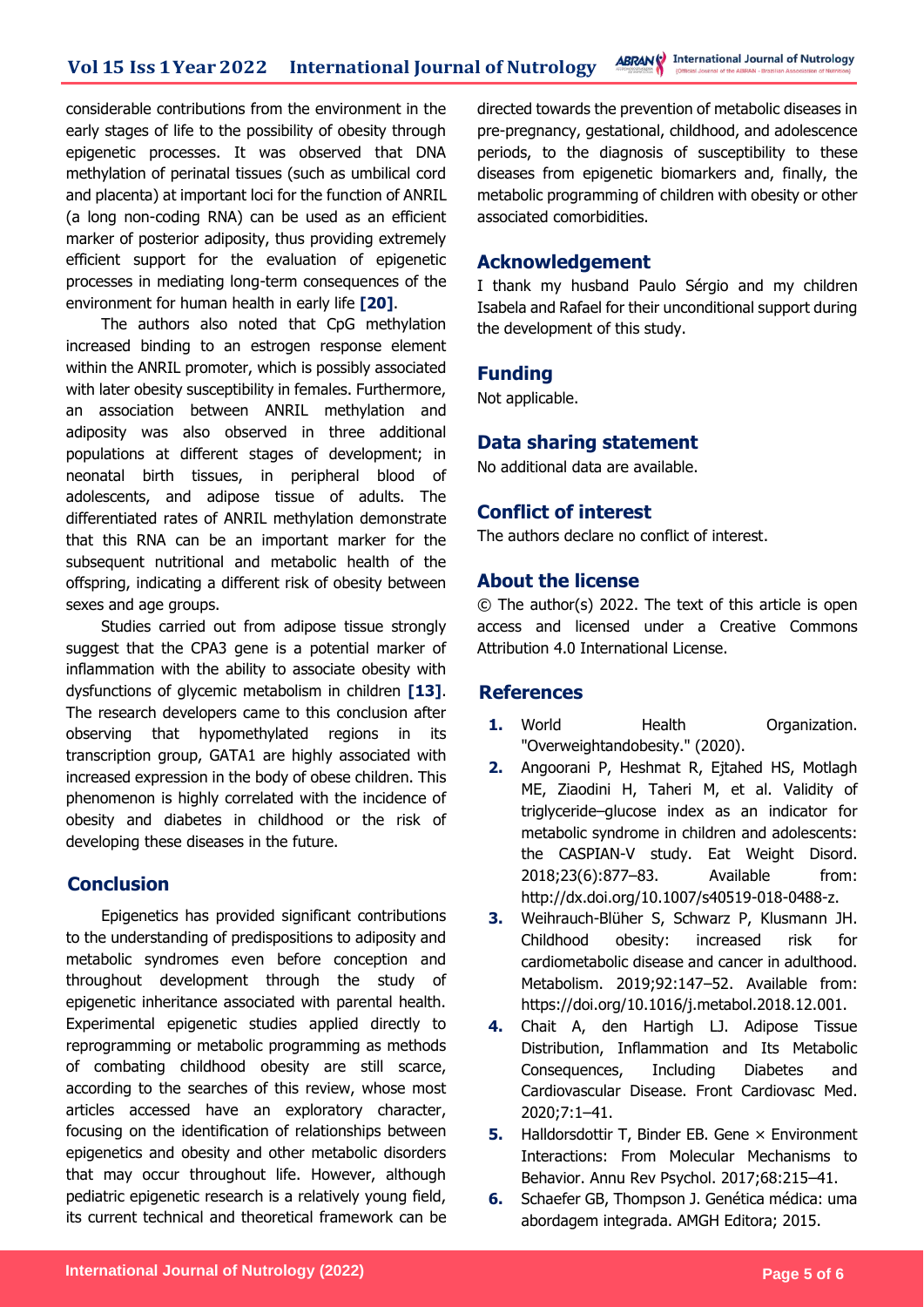considerable contributions from the environment in the early stages of life to the possibility of obesity through epigenetic processes. It was observed that DNA methylation of perinatal tissues (such as umbilical cord and placenta) at important loci for the function of ANRIL (a long non-coding RNA) can be used as an efficient marker of posterior adiposity, thus providing extremely efficient support for the evaluation of epigenetic processes in mediating long-term consequences of the environment for human health in early life **[20]**.

The authors also noted that CpG methylation increased binding to an estrogen response element within the ANRIL promoter, which is possibly associated with later obesity susceptibility in females. Furthermore, an association between ANRIL methylation and adiposity was also observed in three additional populations at different stages of development; in neonatal birth tissues, in peripheral blood of adolescents, and adipose tissue of adults. The differentiated rates of ANRIL methylation demonstrate that this RNA can be an important marker for the subsequent nutritional and metabolic health of the offspring, indicating a different risk of obesity between sexes and age groups.

Studies carried out from adipose tissue strongly suggest that the CPA3 gene is a potential marker of inflammation with the ability to associate obesity with dysfunctions of glycemic metabolism in children **[13]**. The research developers came to this conclusion after observing that hypomethylated regions in its transcription group, GATA1 are highly associated with increased expression in the body of obese children. This phenomenon is highly correlated with the incidence of obesity and diabetes in childhood or the risk of developing these diseases in the future.

## Conclusion

Epigenetics has provided significant contributions to the understanding of predispositions to adiposity and metabolic syndromes even before conception and throughout development through the study of epigenetic inheritance associated with parental health. Experimental epigenetic studies applied directly to reprogramming or metabolic programming as methods of combating childhood obesity are still scarce, according to the searches of this review, whose most articles accessed have an exploratory character, focusing on the identification of relationships between epigenetics and obesity and other metabolic disorders that may occur throughout life. However, although pediatric epigenetic research is a relatively young field, its current technical and theoretical framework can be directed towards the prevention of metabolic diseases in pre-pregnancy, gestational, childhood, and adolescence periods, to the diagnosis of susceptibility to these diseases from epigenetic biomarkers and, finally, the metabolic programming of children with obesity or other associated comorbidities.

## Acknowledgement

I thank my husband Paulo Sérgio and my children Isabela and Rafael for their unconditional support during the development of this study.

## Funding

Not applicable.

## Data sharing statement

No additional data are available.

## Conflict of interest

The authors declare no conflict of interest.

## About the license

© The author(s) 2022. The text of this article is open access and licensed under a Creative Commons Attribution 4.0 International License.

## References

1. World Health Organization. "Overweightandobesity." (2020).
2. Angoorani P, Heshmat R, Ejtahed HS, Motlagh ME, Ziaodini H, Taheri M, et al. Validity of triglyceride–glucose index as an indicator for metabolic syndrome in children and adolescents: the CASPIAN-V study. Eat Weight Disord. 2018;23(6):877–83. Available from: http://dx.doi.org/10.1007/s40519-018-0488-z.
3. Weihrauch-Blüher S, Schwarz P, Klusmann JH. Childhood obesity: increased risk for cardiometabolic disease and cancer in adulthood. Metabolism. 2019;92:147–52. Available from: https://doi.org/10.1016/j.metabol.2018.12.001.
4. Chait A, den Hartigh LJ. Adipose Tissue Distribution, Inflammation and Its Metabolic Consequences, Including Diabetes and Cardiovascular Disease. Front Cardiovasc Med. 2020;7:1–41.
5. Halldorsdottir T, Binder EB. Gene × Environment Interactions: From Molecular Mechanisms to Behavior. Annu Rev Psychol. 2017;68:215–41.
6. Schaefer GB, Thompson J. Genética médica: uma abordagem integrada. AMGH Editora; 2015.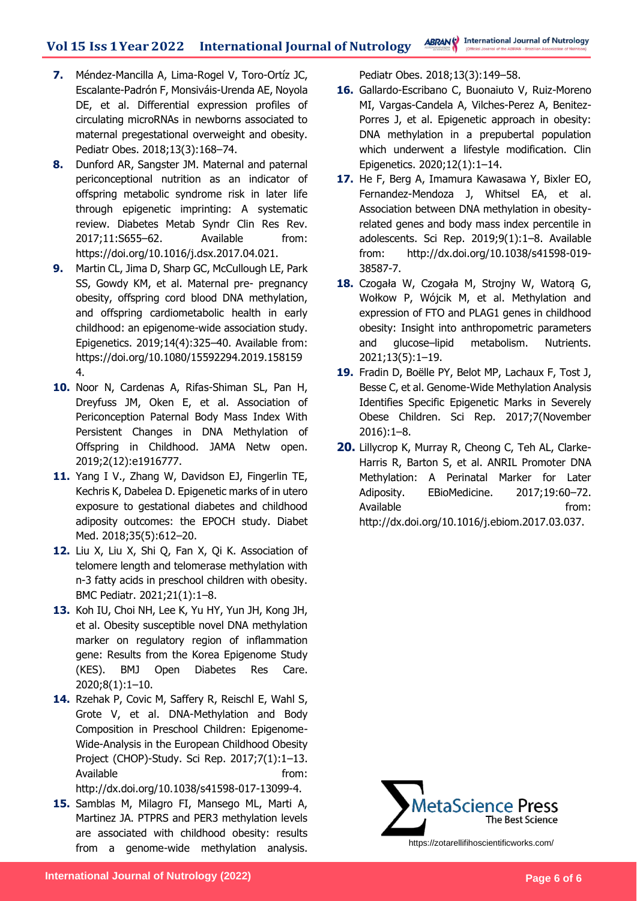7. Méndez-Mancilla A, Lima-Rogel V, Toro-Ortíz JC, Escalante-Padrón F, Monsiváis-Urenda AE, Noyola DE, et al. Differential expression profiles of circulating microRNAs in newborns associated to maternal pregestational overweight and obesity. Pediatr Obes. 2018;13(3):168–74.
8. Dunford AR, Sangster JM. Maternal and paternal periconceptional nutrition as an indicator of offspring metabolic syndrome risk in later life through epigenetic imprinting: A systematic review. Diabetes Metab Syndr Clin Res Rev. 2017;11:S655–62. Available from: https://doi.org/10.1016/j.dsx.2017.04.021.
9. Martin CL, Jima D, Sharp GC, McCullough LE, Park SS, Gowdy KM, et al. Maternal pre- pregnancy obesity, offspring cord blood DNA methylation, and offspring cardiometabolic health in early childhood: an epigenome-wide association study. Epigenetics. 2019;14(4):325–40. Available from: https://doi.org/10.1080/15592294.2019.1581594.
10. Noor N, Cardenas A, Rifas-Shiman SL, Pan H, Dreyfuss JM, Oken E, et al. Association of Periconception Paternal Body Mass Index With Persistent Changes in DNA Methylation of Offspring in Childhood. JAMA Netw open. 2019;2(12):e1916777.
11. Yang I V., Zhang W, Davidson EJ, Fingerlin TE, Kechris K, Dabelea D. Epigenetic marks of in utero exposure to gestational diabetes and childhood adiposity outcomes: the EPOCH study. Diabet Med. 2018;35(5):612–20.
12. Liu X, Liu X, Shi Q, Fan X, Qi K. Association of telomere length and telomerase methylation with n-3 fatty acids in preschool children with obesity. BMC Pediatr. 2021;21(1):1–8.
13. Koh IU, Choi NH, Lee K, Yu HY, Yun JH, Kong JH, et al. Obesity susceptible novel DNA methylation marker on regulatory region of inflammation gene: Results from the Korea Epigenome Study (KES). BMJ Open Diabetes Res Care. 2020;8(1):1–10.
14. Rzehak P, Covic M, Saffery R, Reischl E, Wahl S, Grote V, et al. DNA-Methylation and Body Composition in Preschool Children: Epigenome-Wide-Analysis in the European Childhood Obesity Project (CHOP)-Study. Sci Rep. 2017;7(1):1–13. Available from: http://dx.doi.org/10.1038/s41598-017-13099-4.
15. Samblas M, Milagro FI, Mansego ML, Marti A, Martinez JA. PTPRS and PER3 methylation levels are associated with childhood obesity: results from a genome-wide methylation analysis. Pediatr Obes. 2018;13(3):149–58.
16. Gallardo-Escribano C, Buonaiuto V, Ruiz-Moreno MI, Vargas-Candela A, Vilches-Perez A, Benitez-Porres J, et al. Epigenetic approach in obesity: DNA methylation in a prepubertal population which underwent a lifestyle modification. Clin Epigenetics. 2020;12(1):1–14.
17. He F, Berg A, Imamura Kawasawa Y, Bixler EO, Fernandez-Mendoza J, Whitsel EA, et al. Association between DNA methylation in obesity-related genes and body mass index percentile in adolescents. Sci Rep. 2019;9(1):1–8. Available from: http://dx.doi.org/10.1038/s41598-019-38587-7.
18. Czogała W, Czogała M, Strojny W, Watorą G, Wołkow P, Wójcik M, et al. Methylation and expression of FTO and PLAG1 genes in childhood obesity: Insight into anthropometric parameters and glucose–lipid metabolism. Nutrients. 2021;13(5):1–19.
19. Fradin D, Boëlle PY, Belot MP, Lachaux F, Tost J, Besse C, et al. Genome-Wide Methylation Analysis Identifies Specific Epigenetic Marks in Severely Obese Children. Sci Rep. 2017;7(November 2016):1–8.
20. Lillycrop K, Murray R, Cheong C, Teh AL, Clarke-Harris R, Barton S, et al. ANRIL Promoter DNA Methylation: A Perinatal Marker for Later Adiposity. EBioMedicine. 2017;19:60–72. Available from: http://dx.doi.org/10.1016/j.ebiom.2017.03.037.

MetaScience Press
The Best Science
https://zotarellifihoscientificworks.com/